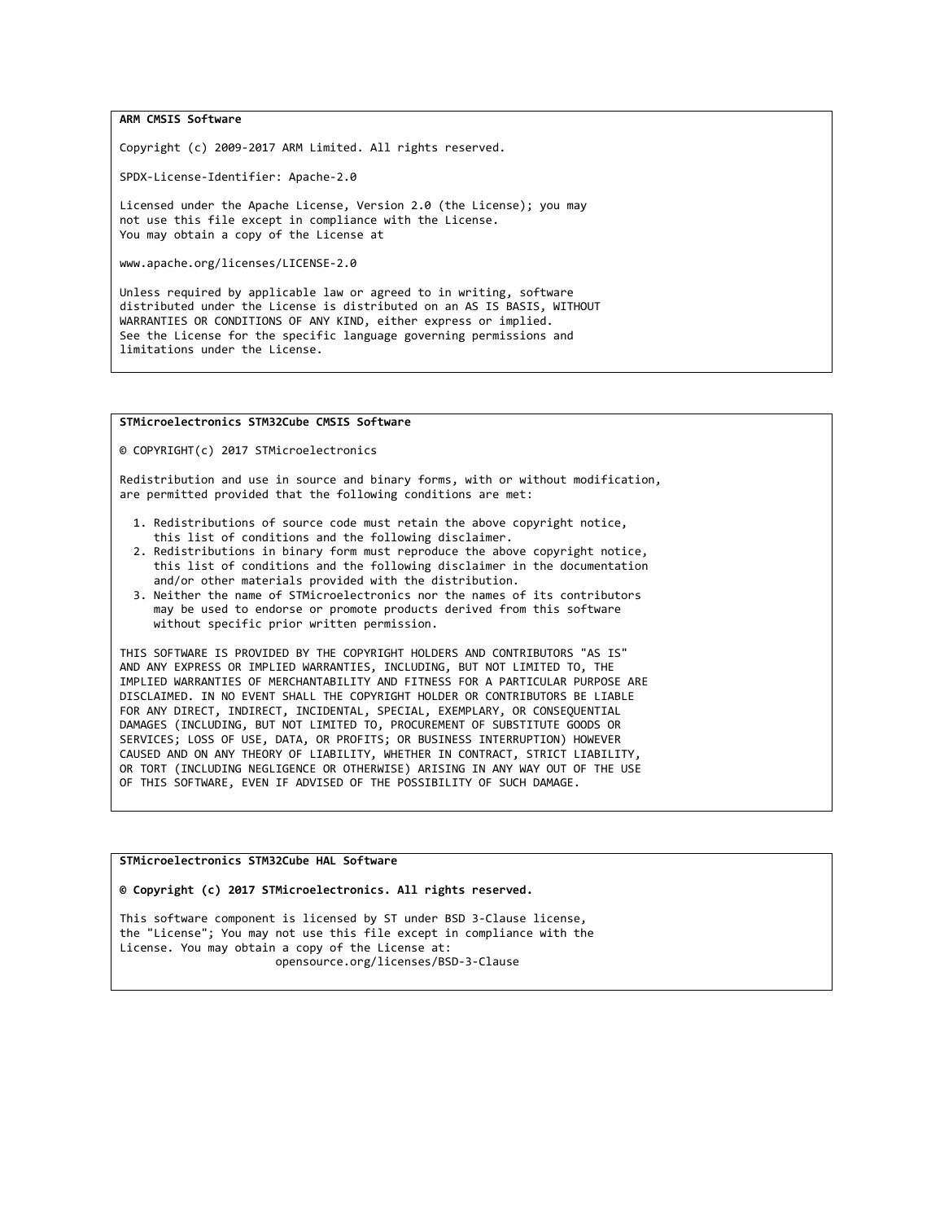**ARM CMSIS Software**

Copyright (c) 2009-2017 ARM Limited. All rights reserved.

SPDX-License-Identifier: Apache-2.0

Licensed under the Apache License, Version 2.0 (the License); you may not use this file except in compliance with the License. You may obtain a copy of the License at

www.apache.org/licenses/LICENSE-2.0

Unless required by applicable law or agreed to in writing, software distributed under the License is distributed on an AS IS BASIS, WITHOUT WARRANTIES OR CONDITIONS OF ANY KIND, either express or implied. See the License for the specific language governing permissions and limitations under the License.

**STMicroelectronics STM32Cube CMSIS Software**

© COPYRIGHT(c) 2017 STMicroelectronics

Redistribution and use in source and binary forms, with or without modification, are permitted provided that the following conditions are met:

1. Redistributions of source code must retain the above copyright notice, this list of conditions and the following disclaimer.
2. Redistributions in binary form must reproduce the above copyright notice, this list of conditions and the following disclaimer in the documentation and/or other materials provided with the distribution.
3. Neither the name of STMicroelectronics nor the names of its contributors may be used to endorse or promote products derived from this software without specific prior written permission.

THIS SOFTWARE IS PROVIDED BY THE COPYRIGHT HOLDERS AND CONTRIBUTORS "AS IS" AND ANY EXPRESS OR IMPLIED WARRANTIES, INCLUDING, BUT NOT LIMITED TO, THE IMPLIED WARRANTIES OF MERCHANTABILITY AND FITNESS FOR A PARTICULAR PURPOSE ARE DISCLAIMED. IN NO EVENT SHALL THE COPYRIGHT HOLDER OR CONTRIBUTORS BE LIABLE FOR ANY DIRECT, INDIRECT, INCIDENTAL, SPECIAL, EXEMPLARY, OR CONSEQUENTIAL DAMAGES (INCLUDING, BUT NOT LIMITED TO, PROCUREMENT OF SUBSTITUTE GOODS OR SERVICES; LOSS OF USE, DATA, OR PROFITS; OR BUSINESS INTERRUPTION) HOWEVER CAUSED AND ON ANY THEORY OF LIABILITY, WHETHER IN CONTRACT, STRICT LIABILITY, OR TORT (INCLUDING NEGLIGENCE OR OTHERWISE) ARISING IN ANY WAY OUT OF THE USE OF THIS SOFTWARE, EVEN IF ADVISED OF THE POSSIBILITY OF SUCH DAMAGE.

**STMicroelectronics STM32Cube HAL Software**

**© Copyright (c) 2017 STMicroelectronics. All rights reserved.**

This software component is licensed by ST under BSD 3-Clause license, the "License"; You may not use this file except in compliance with the License. You may obtain a copy of the License at:
opensource.org/licenses/BSD-3-Clause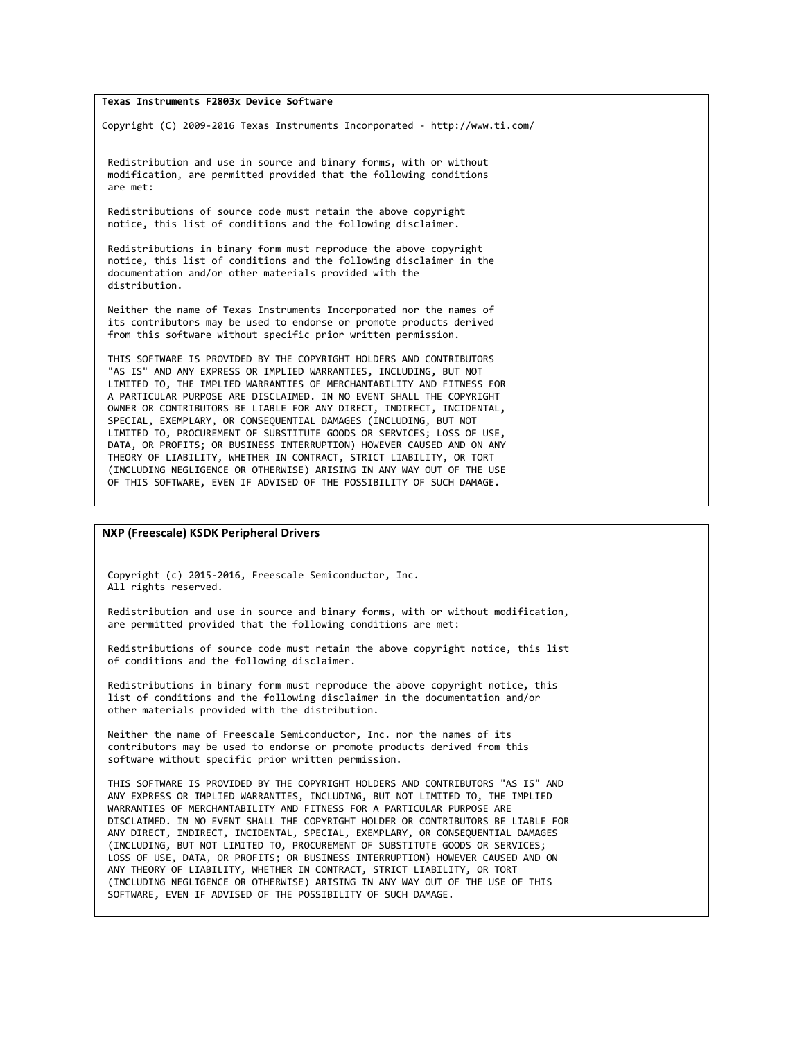**Texas Instruments F2803x Device Software**

Copyright (C) 2009-2016 Texas Instruments Incorporated - http://www.ti.com/

Redistribution and use in source and binary forms, with or without modification, are permitted provided that the following conditions are met:

Redistributions of source code must retain the above copyright notice, this list of conditions and the following disclaimer.

Redistributions in binary form must reproduce the above copyright notice, this list of conditions and the following disclaimer in the documentation and/or other materials provided with the distribution.

Neither the name of Texas Instruments Incorporated nor the names of its contributors may be used to endorse or promote products derived from this software without specific prior written permission.

THIS SOFTWARE IS PROVIDED BY THE COPYRIGHT HOLDERS AND CONTRIBUTORS "AS IS" AND ANY EXPRESS OR IMPLIED WARRANTIES, INCLUDING, BUT NOT LIMITED TO, THE IMPLIED WARRANTIES OF MERCHANTABILITY AND FITNESS FOR A PARTICULAR PURPOSE ARE DISCLAIMED. IN NO EVENT SHALL THE COPYRIGHT OWNER OR CONTRIBUTORS BE LIABLE FOR ANY DIRECT, INDIRECT, INCIDENTAL, SPECIAL, EXEMPLARY, OR CONSEQUENTIAL DAMAGES (INCLUDING, BUT NOT LIMITED TO, PROCUREMENT OF SUBSTITUTE GOODS OR SERVICES; LOSS OF USE, DATA, OR PROFITS; OR BUSINESS INTERRUPTION) HOWEVER CAUSED AND ON ANY THEORY OF LIABILITY, WHETHER IN CONTRACT, STRICT LIABILITY, OR TORT (INCLUDING NEGLIGENCE OR OTHERWISE) ARISING IN ANY WAY OUT OF THE USE OF THIS SOFTWARE, EVEN IF ADVISED OF THE POSSIBILITY OF SUCH DAMAGE.

**NXP (Freescale) KSDK Peripheral Drivers**

Copyright (c) 2015-2016, Freescale Semiconductor, Inc.
All rights reserved.

Redistribution and use in source and binary forms, with or without modification, are permitted provided that the following conditions are met:

Redistributions of source code must retain the above copyright notice, this list of conditions and the following disclaimer.

Redistributions in binary form must reproduce the above copyright notice, this list of conditions and the following disclaimer in the documentation and/or other materials provided with the distribution.

Neither the name of Freescale Semiconductor, Inc. nor the names of its contributors may be used to endorse or promote products derived from this software without specific prior written permission.

THIS SOFTWARE IS PROVIDED BY THE COPYRIGHT HOLDERS AND CONTRIBUTORS "AS IS" AND ANY EXPRESS OR IMPLIED WARRANTIES, INCLUDING, BUT NOT LIMITED TO, THE IMPLIED WARRANTIES OF MERCHANTABILITY AND FITNESS FOR A PARTICULAR PURPOSE ARE DISCLAIMED. IN NO EVENT SHALL THE COPYRIGHT HOLDER OR CONTRIBUTORS BE LIABLE FOR ANY DIRECT, INDIRECT, INCIDENTAL, SPECIAL, EXEMPLARY, OR CONSEQUENTIAL DAMAGES (INCLUDING, BUT NOT LIMITED TO, PROCUREMENT OF SUBSTITUTE GOODS OR SERVICES; LOSS OF USE, DATA, OR PROFITS; OR BUSINESS INTERRUPTION) HOWEVER CAUSED AND ON ANY THEORY OF LIABILITY, WHETHER IN CONTRACT, STRICT LIABILITY, OR TORT (INCLUDING NEGLIGENCE OR OTHERWISE) ARISING IN ANY WAY OUT OF THE USE OF THIS SOFTWARE, EVEN IF ADVISED OF THE POSSIBILITY OF SUCH DAMAGE.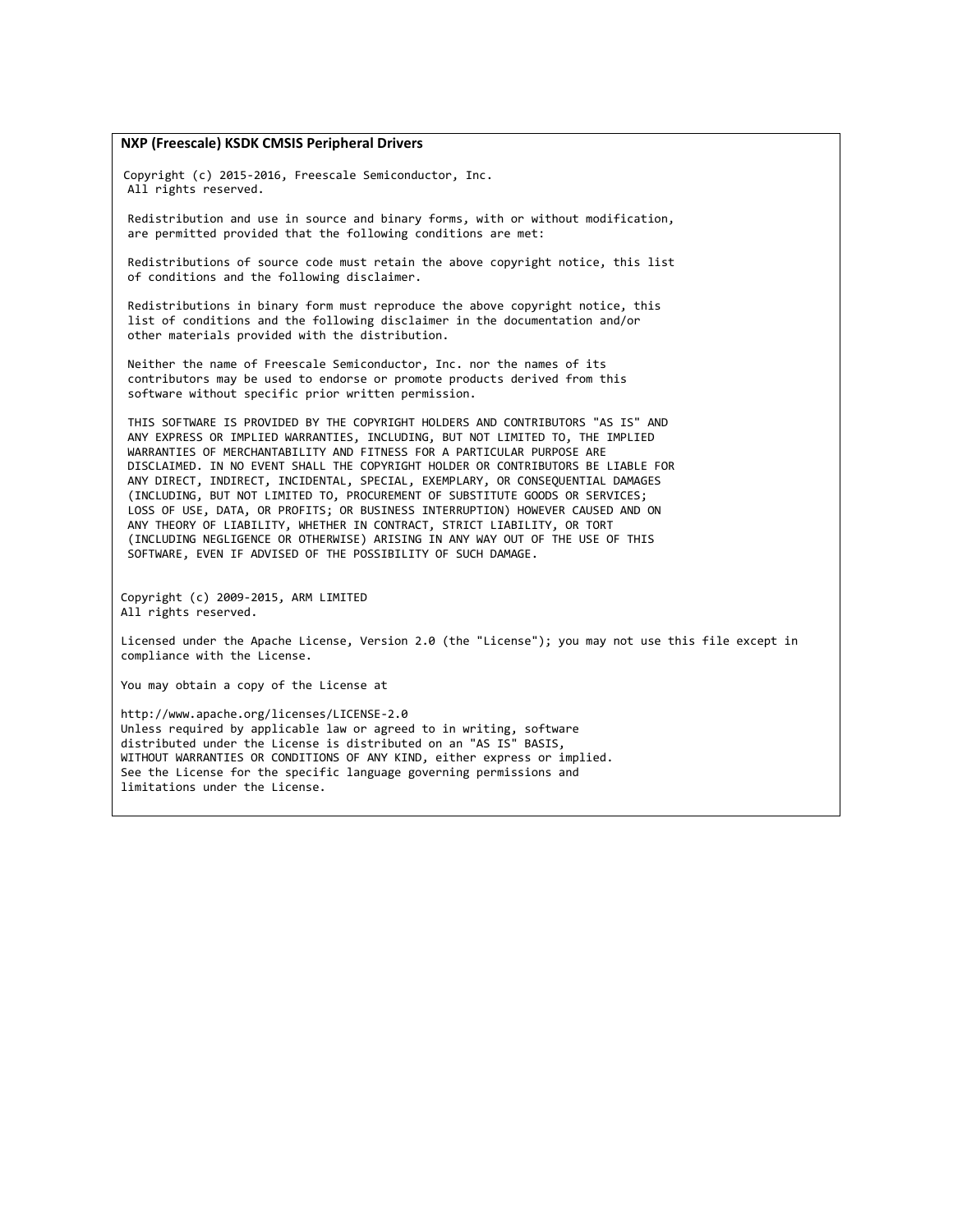**NXP (Freescale) KSDK CMSIS Peripheral Drivers**

Copyright (c) 2015-2016, Freescale Semiconductor, Inc.
All rights reserved.

Redistribution and use in source and binary forms, with or without modification, are permitted provided that the following conditions are met:

Redistributions of source code must retain the above copyright notice, this list of conditions and the following disclaimer.

Redistributions in binary form must reproduce the above copyright notice, this list of conditions and the following disclaimer in the documentation and/or other materials provided with the distribution.

Neither the name of Freescale Semiconductor, Inc. nor the names of its contributors may be used to endorse or promote products derived from this software without specific prior written permission.

THIS SOFTWARE IS PROVIDED BY THE COPYRIGHT HOLDERS AND CONTRIBUTORS "AS IS" AND ANY EXPRESS OR IMPLIED WARRANTIES, INCLUDING, BUT NOT LIMITED TO, THE IMPLIED WARRANTIES OF MERCHANTABILITY AND FITNESS FOR A PARTICULAR PURPOSE ARE DISCLAIMED. IN NO EVENT SHALL THE COPYRIGHT HOLDER OR CONTRIBUTORS BE LIABLE FOR ANY DIRECT, INDIRECT, INCIDENTAL, SPECIAL, EXEMPLARY, OR CONSEQUENTIAL DAMAGES (INCLUDING, BUT NOT LIMITED TO, PROCUREMENT OF SUBSTITUTE GOODS OR SERVICES; LOSS OF USE, DATA, OR PROFITS; OR BUSINESS INTERRUPTION) HOWEVER CAUSED AND ON ANY THEORY OF LIABILITY, WHETHER IN CONTRACT, STRICT LIABILITY, OR TORT (INCLUDING NEGLIGENCE OR OTHERWISE) ARISING IN ANY WAY OUT OF THE USE OF THIS SOFTWARE, EVEN IF ADVISED OF THE POSSIBILITY OF SUCH DAMAGE.

Copyright (c) 2009-2015, ARM LIMITED
All rights reserved.

Licensed under the Apache License, Version 2.0 (the "License"); you may not use this file except in compliance with the License.

You may obtain a copy of the License at

http://www.apache.org/licenses/LICENSE-2.0
Unless required by applicable law or agreed to in writing, software distributed under the License is distributed on an "AS IS" BASIS, WITHOUT WARRANTIES OR CONDITIONS OF ANY KIND, either express or implied. See the License for the specific language governing permissions and limitations under the License.